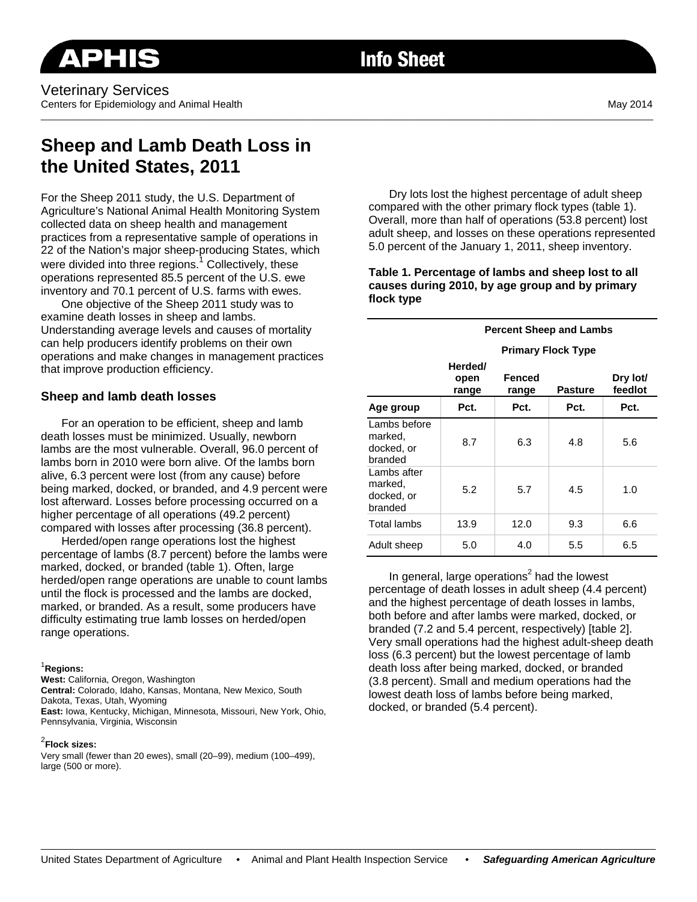APHIS Info Sheet

Veterinary Services
Centers for Epidemiology and Animal Health

May 2014

# Sheep and Lamb Death Loss in the United States, 2011

For the Sheep 2011 study, the U.S. Department of Agriculture's National Animal Health Monitoring System collected data on sheep health and management practices from a representative sample of operations in 22 of the Nation's major sheep-producing States, which were divided into three regions.[1] Collectively, these operations represented 85.5 percent of the U.S. ewe inventory and 70.1 percent of U.S. farms with ewes.

One objective of the Sheep 2011 study was to examine death losses in sheep and lambs. Understanding average levels and causes of mortality can help producers identify problems on their own operations and make changes in management practices that improve production efficiency.

## Sheep and lamb death losses

For an operation to be efficient, sheep and lamb death losses must be minimized. Usually, newborn lambs are the most vulnerable. Overall, 96.0 percent of lambs born in 2010 were born alive. Of the lambs born alive, 6.3 percent were lost (from any cause) before being marked, docked, or branded, and 4.9 percent were lost afterward. Losses before processing occurred on a higher percentage of all operations (49.2 percent) compared with losses after processing (36.8 percent).

Herded/open range operations lost the highest percentage of lambs (8.7 percent) before the lambs were marked, docked, or branded (table 1). Often, large herded/open range operations are unable to count lambs until the flock is processed and the lambs are docked, marked, or branded. As a result, some producers have difficulty estimating true lamb losses on herded/open range operations.

[1]**Regions:**
**West:** California, Oregon, Washington
**Central:** Colorado, Idaho, Kansas, Montana, New Mexico, South Dakota, Texas, Utah, Wyoming
**East:** Iowa, Kentucky, Michigan, Minnesota, Missouri, New York, Ohio, Pennsylvania, Virginia, Wisconsin

[2]**Flock sizes:**
Very small (fewer than 20 ewes), small (20–99), medium (100–499), large (500 or more).

Dry lots lost the highest percentage of adult sheep compared with the other primary flock types (table 1). Overall, more than half of operations (53.8 percent) lost adult sheep, and losses on these operations represented 5.0 percent of the January 1, 2011, sheep inventory.

**Table 1. Percentage of lambs and sheep lost to all causes during 2010, by age group and by primary flock type**

| | Percent Sheep and Lambs | | | |
|---|---|---|---|---|
| | Primary Flock Type | | | |
| | Herded/ open range | Fenced range | Pasture | Dry lot/ feedlot |
| **Age group** | **Pct.** | **Pct.** | **Pct.** | **Pct.** |
| Lambs before marked, docked, or branded | 8.7 | 6.3 | 4.8 | 5.6 |
| Lambs after marked, docked, or branded | 5.2 | 5.7 | 4.5 | 1.0 |
| Total lambs | 13.9 | 12.0 | 9.3 | 6.6 |
| Adult sheep | 5.0 | 4.0 | 5.5 | 6.5 |

In general, large operations[2] had the lowest percentage of death losses in adult sheep (4.4 percent) and the highest percentage of death losses in lambs, both before and after lambs were marked, docked, or branded (7.2 and 5.4 percent, respectively) [table 2]. Very small operations had the highest adult-sheep death loss (6.3 percent) but the lowest percentage of lamb death loss after being marked, docked, or branded (3.8 percent). Small and medium operations had the lowest death loss of lambs before being marked, docked, or branded (5.4 percent).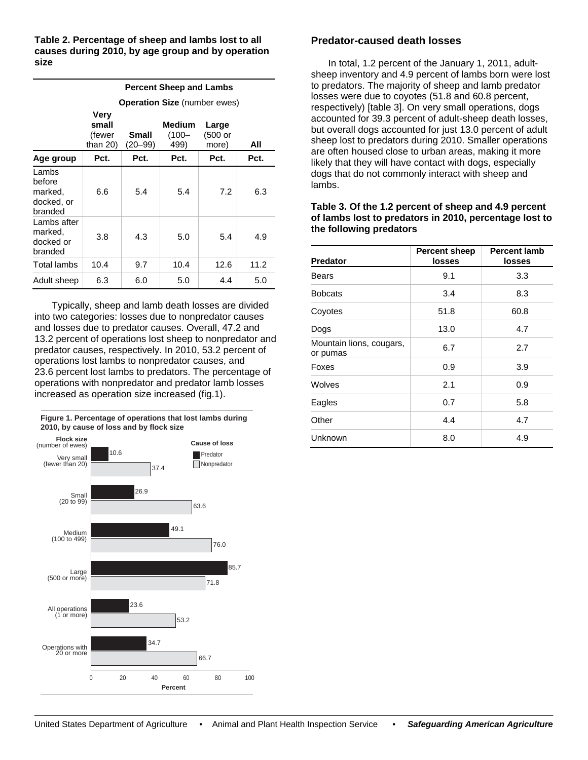**Table 2. Percentage of sheep and lambs lost to all causes during 2010, by age group and by operation size**

| | Percent Sheep and Lambs | | | | |
|---|---|---|---|---|---|
| | Operation Size (number ewes) | | | | |
| | Very small (fewer than 20) | Small (20–99) | Medium (100–499) | Large (500 or more) | All |
| Age group | Pct. | Pct. | Pct. | Pct. | Pct. |
| Lambs before marked, docked, or branded | 6.6 | 5.4 | 5.4 | 7.2 | 6.3 |
| Lambs after marked, docked or branded | 3.8 | 4.3 | 5.0 | 5.4 | 4.9 |
| Total lambs | 10.4 | 9.7 | 10.4 | 12.6 | 11.2 |
| Adult sheep | 6.3 | 6.0 | 5.0 | 4.4 | 5.0 |

Typically, sheep and lamb death losses are divided into two categories: losses due to nonpredator causes and losses due to predator causes. Overall, 47.2 and 13.2 percent of operations lost sheep to nonpredator and predator causes, respectively. In 2010, 53.2 percent of operations lost lambs to nonpredator causes, and 23.6 percent lost lambs to predators. The percentage of operations with nonpredator and predator lamb losses increased as operation size increased (fig.1).

**Figure 1. Percentage of operations that lost lambs during 2010, by cause of loss and by flock size**

| Flock size (number of ewes) | Predator | Nonpredator |
|---|---|---|
| Very small (fewer than 20) | 10.6 | 37.4 |
| Small (20 to 99) | 26.9 | 63.6 |
| Medium (100 to 499) | 49.1 | 76.0 |
| Large (500 or more) | 85.7 | 71.8 |
| All operations (1 or more) | 23.6 | 53.2 |
| Operations with 20 or more | 34.7 | 66.7 |

## Predator-caused death losses

In total, 1.2 percent of the January 1, 2011, adult-sheep inventory and 4.9 percent of lambs born were lost to predators. The majority of sheep and lamb predator losses were due to coyotes (51.8 and 60.8 percent, respectively) [table 3]. On very small operations, dogs accounted for 39.3 percent of adult-sheep death losses, but overall dogs accounted for just 13.0 percent of adult sheep lost to predators during 2010. Smaller operations are often housed close to urban areas, making it more likely that they will have contact with dogs, especially dogs that do not commonly interact with sheep and lambs.

**Table 3. Of the 1.2 percent of sheep and 4.9 percent of lambs lost to predators in 2010, percentage lost to the following predators**

| Predator | Percent sheep losses | Percent lamb losses |
|---|---|---|
| Bears | 9.1 | 3.3 |
| Bobcats | 3.4 | 8.3 |
| Coyotes | 51.8 | 60.8 |
| Dogs | 13.0 | 4.7 |
| Mountain lions, cougars, or pumas | 6.7 | 2.7 |
| Foxes | 0.9 | 3.9 |
| Wolves | 2.1 | 0.9 |
| Eagles | 0.7 | 5.8 |
| Other | 4.4 | 4.7 |
| Unknown | 8.0 | 4.9 |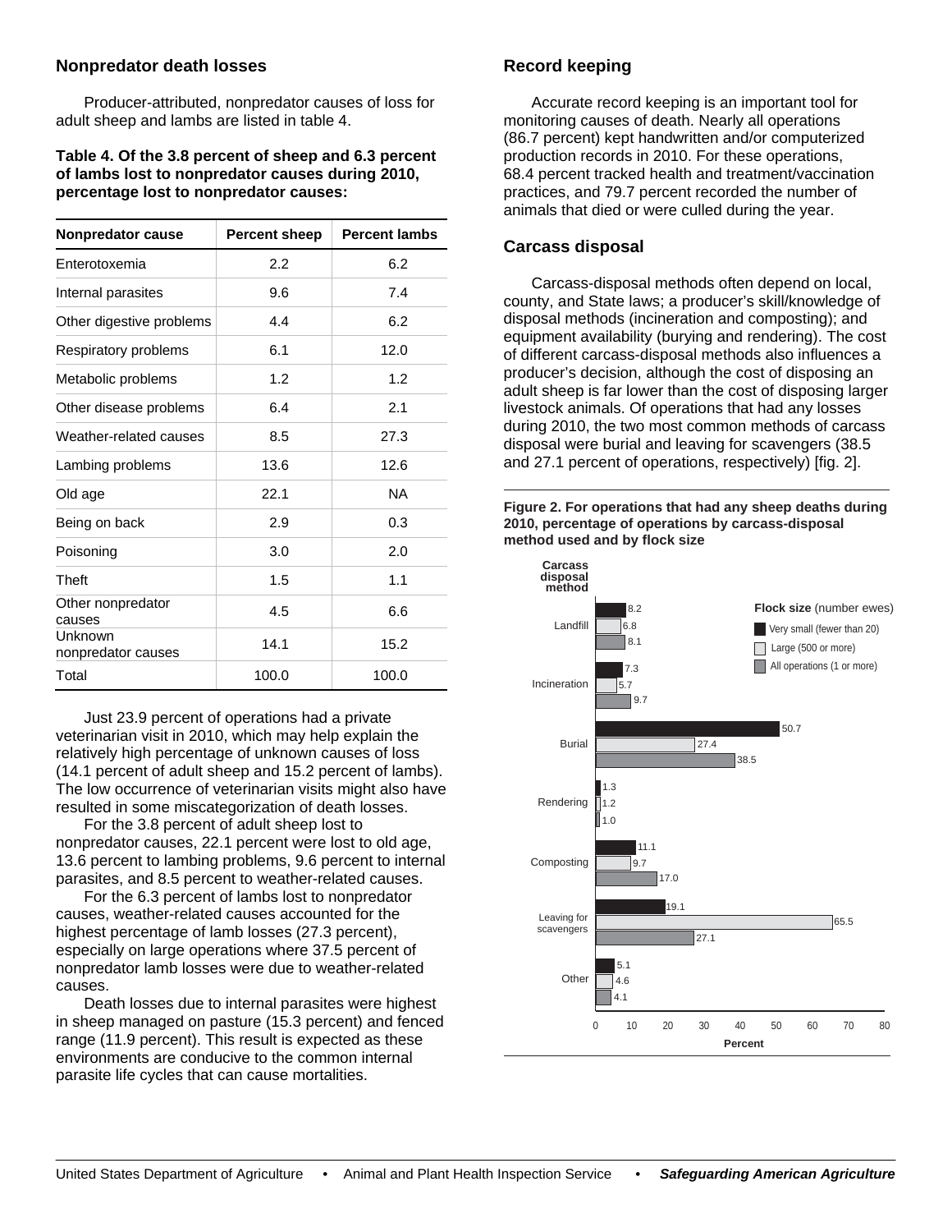## Nonpredator death losses

Producer-attributed, nonpredator causes of loss for adult sheep and lambs are listed in table 4.

**Table 4. Of the 3.8 percent of sheep and 6.3 percent of lambs lost to nonpredator causes during 2010, percentage lost to nonpredator causes:**

| Nonpredator cause | Percent sheep | Percent lambs |
|---|---|---|
| Enterotoxemia | 2.2 | 6.2 |
| Internal parasites | 9.6 | 7.4 |
| Other digestive problems | 4.4 | 6.2 |
| Respiratory problems | 6.1 | 12.0 |
| Metabolic problems | 1.2 | 1.2 |
| Other disease problems | 6.4 | 2.1 |
| Weather-related causes | 8.5 | 27.3 |
| Lambing problems | 13.6 | 12.6 |
| Old age | 22.1 | NA |
| Being on back | 2.9 | 0.3 |
| Poisoning | 3.0 | 2.0 |
| Theft | 1.5 | 1.1 |
| Other nonpredator causes | 4.5 | 6.6 |
| Unknown nonpredator causes | 14.1 | 15.2 |
| Total | 100.0 | 100.0 |

Just 23.9 percent of operations had a private veterinarian visit in 2010, which may help explain the relatively high percentage of unknown causes of loss (14.1 percent of adult sheep and 15.2 percent of lambs). The low occurrence of veterinarian visits might also have resulted in some miscategorization of death losses.

For the 3.8 percent of adult sheep lost to nonpredator causes, 22.1 percent were lost to old age, 13.6 percent to lambing problems, 9.6 percent to internal parasites, and 8.5 percent to weather-related causes.

For the 6.3 percent of lambs lost to nonpredator causes, weather-related causes accounted for the highest percentage of lamb losses (27.3 percent), especially on large operations where 37.5 percent of nonpredator lamb losses were due to weather-related causes.

Death losses due to internal parasites were highest in sheep managed on pasture (15.3 percent) and fenced range (11.9 percent). This result is expected as these environments are conducive to the common internal parasite life cycles that can cause mortalities.

## Record keeping

Accurate record keeping is an important tool for monitoring causes of death. Nearly all operations (86.7 percent) kept handwritten and/or computerized production records in 2010. For these operations, 68.4 percent tracked health and treatment/vaccination practices, and 79.7 percent recorded the number of animals that died or were culled during the year.

## Carcass disposal

Carcass-disposal methods often depend on local, county, and State laws; a producer's skill/knowledge of disposal methods (incineration and composting); and equipment availability (burying and rendering). The cost of different carcass-disposal methods also influences a producer's decision, although the cost of disposing an adult sheep is far lower than the cost of disposing larger livestock animals. Of operations that had any losses during 2010, the two most common methods of carcass disposal were burial and leaving for scavengers (38.5 and 27.1 percent of operations, respectively) [fig. 2].

**Figure 2. For operations that had any sheep deaths during 2010, percentage of operations by carcass-disposal method used and by flock size**

| Carcass disposal method | Very small (fewer than 20) | Large (500 or more) | All operations (1 or more) |
|---|---|---|---|
| Landfill | 8.2 | 6.8 | 8.1 |
| Incineration | 7.3 | 5.7 | 9.7 |
| Burial | 50.7 | 27.4 | 38.5 |
| Rendering | 1.3 | 1.2 | 1.0 |
| Composting | 11.1 | 9.7 | 17.0 |
| Leaving for scavengers | 19.1 | 65.5 | 27.1 |
| Other | 5.1 | 4.6 | 4.1 |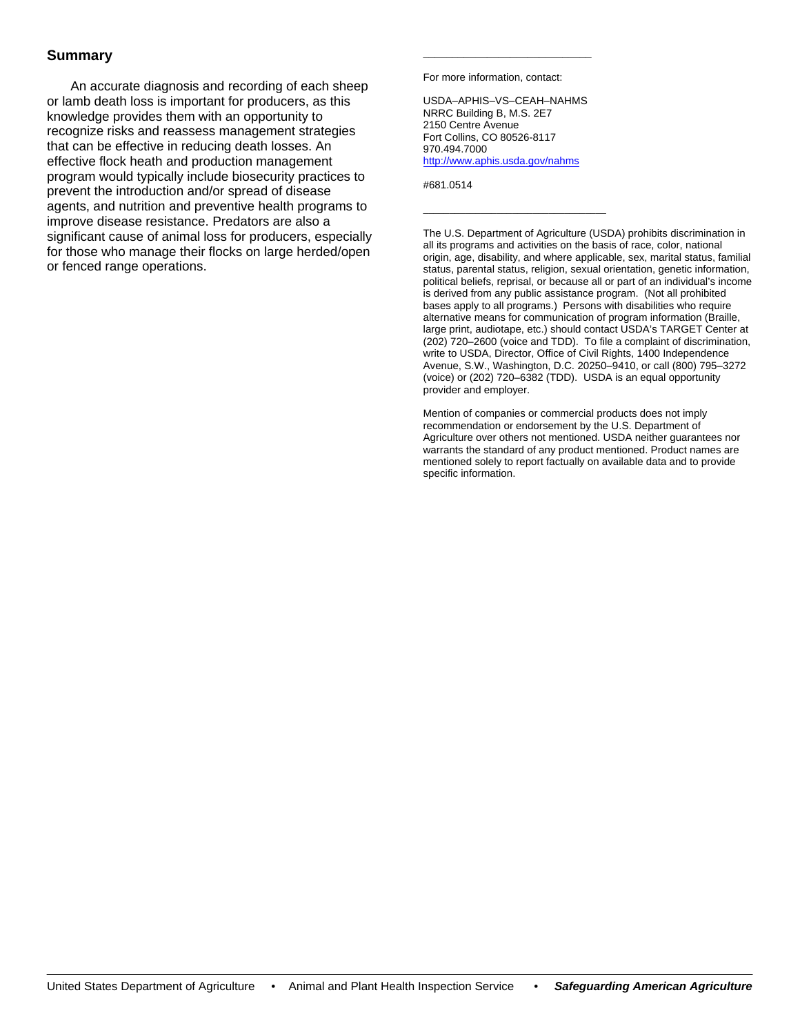## Summary

An accurate diagnosis and recording of each sheep or lamb death loss is important for producers, as this knowledge provides them with an opportunity to recognize risks and reassess management strategies that can be effective in reducing death losses. An effective flock heath and production management program would typically include biosecurity practices to prevent the introduction and/or spread of disease agents, and nutrition and preventive health programs to improve disease resistance. Predators are also a significant cause of animal loss for producers, especially for those who manage their flocks on large herded/open or fenced range operations.

---

For more information, contact:

USDA–APHIS–VS–CEAH–NAHMS
NRRC Building B, M.S. 2E7
2150 Centre Avenue
Fort Collins, CO 80526-8117
970.494.7000
http://www.aphis.usda.gov/nahms

#681.0514

---

The U.S. Department of Agriculture (USDA) prohibits discrimination in all its programs and activities on the basis of race, color, national origin, age, disability, and where applicable, sex, marital status, familial status, parental status, religion, sexual orientation, genetic information, political beliefs, reprisal, or because all or part of an individual's income is derived from any public assistance program. (Not all prohibited bases apply to all programs.) Persons with disabilities who require alternative means for communication of program information (Braille, large print, audiotape, etc.) should contact USDA's TARGET Center at (202) 720–2600 (voice and TDD). To file a complaint of discrimination, write to USDA, Director, Office of Civil Rights, 1400 Independence Avenue, S.W., Washington, D.C. 20250–9410, or call (800) 795–3272 (voice) or (202) 720–6382 (TDD). USDA is an equal opportunity provider and employer.

Mention of companies or commercial products does not imply recommendation or endorsement by the U.S. Department of Agriculture over others not mentioned. USDA neither guarantees nor warrants the standard of any product mentioned. Product names are mentioned solely to report factually on available data and to provide specific information.